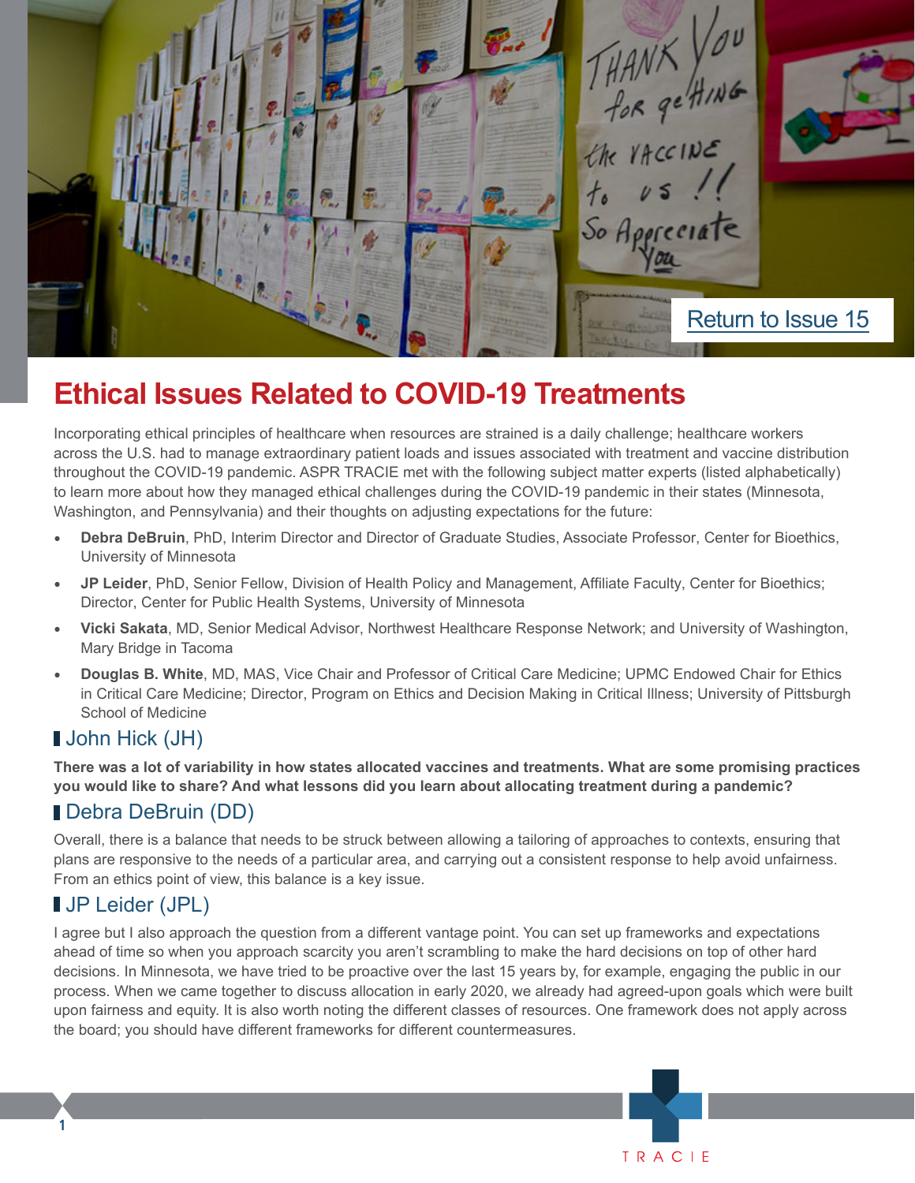Return to Issue 15

# Ethical Issues Related to COVID-19 Treatments

Incorporating ethical principles of healthcare when resources are strained is a daily challenge; healthcare workers across the U.S. had to manage extraordinary patient loads and issues associated with treatment and vaccine distribution throughout the COVID-19 pandemic. ASPR TRACIE met with the following subject matter experts (listed alphabetically) to learn more about how they managed ethical challenges during the COVID-19 pandemic in their states (Minnesota, Washington, and Pennsylvania) and their thoughts on adjusting expectations for the future:

- **Debra DeBruin**, PhD, Interim Director and Director of Graduate Studies, Associate Professor, Center for Bioethics, University of Minnesota
- **JP Leider**, PhD, Senior Fellow, Division of Health Policy and Management, Affiliate Faculty, Center for Bioethics; Director, Center for Public Health Systems, University of Minnesota
- **Vicki Sakata**, MD, Senior Medical Advisor, Northwest Healthcare Response Network; and University of Washington, Mary Bridge in Tacoma
- **Douglas B. White**, MD, MAS, Vice Chair and Professor of Critical Care Medicine; UPMC Endowed Chair for Ethics in Critical Care Medicine; Director, Program on Ethics and Decision Making in Critical Illness; University of Pittsburgh School of Medicine

## John Hick (JH)

**There was a lot of variability in how states allocated vaccines and treatments. What are some promising practices you would like to share? And what lessons did you learn about allocating treatment during a pandemic?**

## Debra DeBruin (DD)

Overall, there is a balance that needs to be struck between allowing a tailoring of approaches to contexts, ensuring that plans are responsive to the needs of a particular area, and carrying out a consistent response to help avoid unfairness. From an ethics point of view, this balance is a key issue.

## JP Leider (JPL)

I agree but I also approach the question from a different vantage point. You can set up frameworks and expectations ahead of time so when you approach scarcity you aren't scrambling to make the hard decisions on top of other hard decisions. In Minnesota, we have tried to be proactive over the last 15 years by, for example, engaging the public in our process. When we came together to discuss allocation in early 2020, we already had agreed-upon goals which were built upon fairness and equity. It is also worth noting the different classes of resources. One framework does not apply across the board; you should have different frameworks for different countermeasures.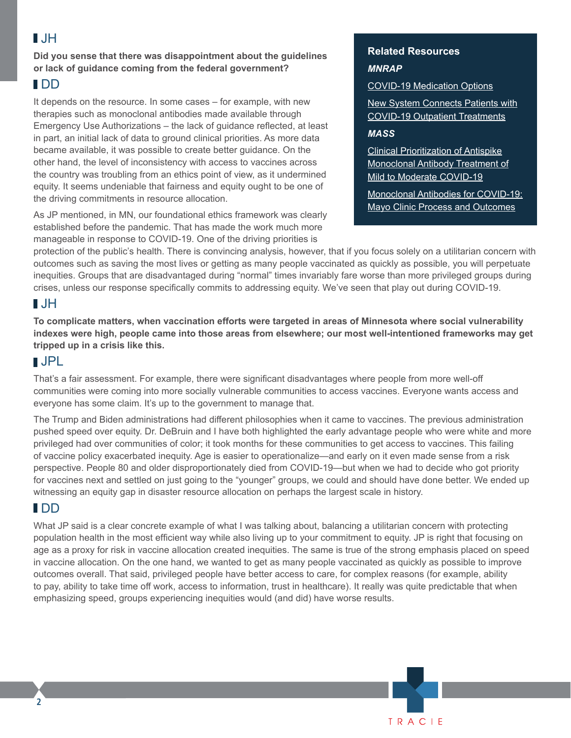### JH

**Did you sense that there was disappointment about the guidelines or lack of guidance coming from the federal government?**

### DD

It depends on the resource. In some cases – for example, with new therapies such as monoclonal antibodies made available through Emergency Use Authorizations – the lack of guidance reflected, at least in part, an initial lack of data to ground clinical priorities. As more data became available, it was possible to create better guidance. On the other hand, the level of inconsistency with access to vaccines across the country was troubling from an ethics point of view, as it undermined equity. It seems undeniable that fairness and equity ought to be one of the driving commitments in resource allocation.

As JP mentioned, in MN, our foundational ethics framework was clearly established before the pandemic. That has made the work much more manageable in response to COVID-19. One of the driving priorities is protection of the public's health. There is convincing analysis, however, that if you focus solely on a utilitarian concern with outcomes such as saving the most lives or getting as many people vaccinated as quickly as possible, you will perpetuate inequities. Groups that are disadvantaged during "normal" times invariably fare worse than more privileged groups during crises, unless our response specifically commits to addressing equity. We've seen that play out during COVID-19.

> **Related Resources**
>
> ***MNRAP***
>
> COVID-19 Medication Options
>
> New System Connects Patients with COVID-19 Outpatient Treatments
>
> ***MASS***
>
> Clinical Prioritization of Antispike Monoclonal Antibody Treatment of Mild to Moderate COVID-19
>
> Monoclonal Antibodies for COVID-19: Mayo Clinic Process and Outcomes

### JH

**To complicate matters, when vaccination efforts were targeted in areas of Minnesota where social vulnerability indexes were high, people came into those areas from elsewhere; our most well-intentioned frameworks may get tripped up in a crisis like this.**

### JPL

That's a fair assessment. For example, there were significant disadvantages where people from more well-off communities were coming into more socially vulnerable communities to access vaccines. Everyone wants access and everyone has some claim. It's up to the government to manage that.

The Trump and Biden administrations had different philosophies when it came to vaccines. The previous administration pushed speed over equity. Dr. DeBruin and I have both highlighted the early advantage people who were white and more privileged had over communities of color; it took months for these communities to get access to vaccines. This failing of vaccine policy exacerbated inequity. Age is easier to operationalize—and early on it even made sense from a risk perspective. People 80 and older disproportionately died from COVID-19—but when we had to decide who got priority for vaccines next and settled on just going to the "younger" groups, we could and should have done better. We ended up witnessing an equity gap in disaster resource allocation on perhaps the largest scale in history.

### DD

What JP said is a clear concrete example of what I was talking about, balancing a utilitarian concern with protecting population health in the most efficient way while also living up to your commitment to equity. JP is right that focusing on age as a proxy for risk in vaccine allocation created inequities. The same is true of the strong emphasis placed on speed in vaccine allocation. On the one hand, we wanted to get as many people vaccinated as quickly as possible to improve outcomes overall. That said, privileged people have better access to care, for complex reasons (for example, ability to pay, ability to take time off work, access to information, trust in healthcare). It really was quite predictable that when emphasizing speed, groups experiencing inequities would (and did) have worse results.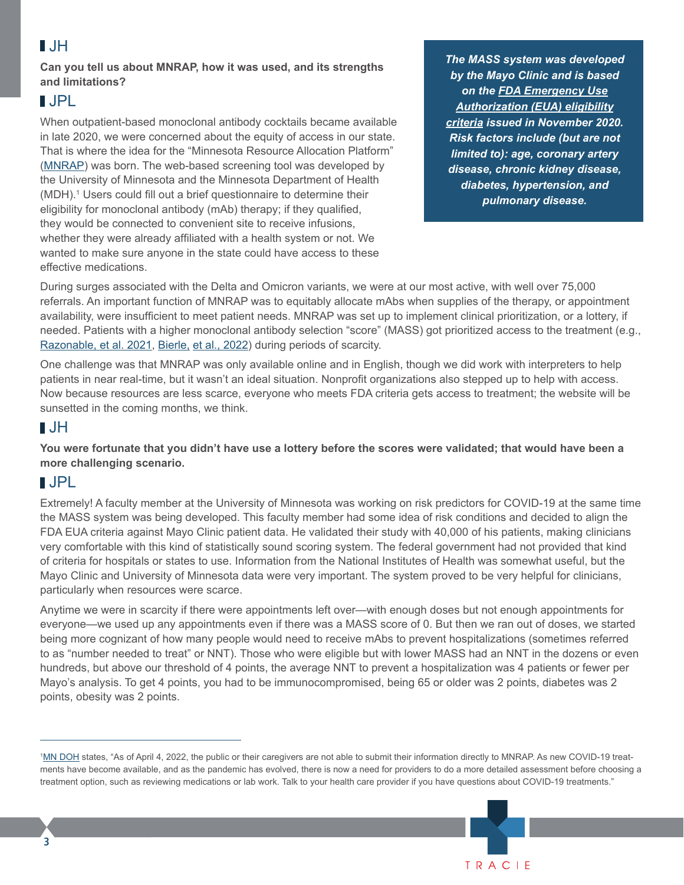## JH

**Can you tell us about MNRAP, how it was used, and its strengths and limitations?**

## JPL

When outpatient-based monoclonal antibody cocktails became available in late 2020, we were concerned about the equity of access in our state. That is where the idea for the "Minnesota Resource Allocation Platform" (MNRAP) was born. The web-based screening tool was developed by the University of Minnesota and the Minnesota Department of Health (MDH).[1] Users could fill out a brief questionnaire to determine their eligibility for monoclonal antibody (mAb) therapy; if they qualified, they would be connected to convenient site to receive infusions, whether they were already affiliated with a health system or not. We wanted to make sure anyone in the state could have access to these effective medications.

> ***The MASS system was developed by the Mayo Clinic and is based on the FDA Emergency Use Authorization (EUA) eligibility criteria issued in November 2020. Risk factors include (but are not limited to): age, coronary artery disease, chronic kidney disease, diabetes, hypertension, and pulmonary disease.***

During surges associated with the Delta and Omicron variants, we were at our most active, with well over 75,000 referrals. An important function of MNRAP was to equitably allocate mAbs when supplies of the therapy, or appointment availability, were insufficient to meet patient needs. MNRAP was set up to implement clinical prioritization, or a lottery, if needed. Patients with a higher monoclonal antibody selection "score" (MASS) got prioritized access to the treatment (e.g., Razonable, et al. 2021, Bierle, et al., 2022) during periods of scarcity.

One challenge was that MNRAP was only available online and in English, though we did work with interpreters to help patients in near real-time, but it wasn't an ideal situation. Nonprofit organizations also stepped up to help with access. Now because resources are less scarce, everyone who meets FDA criteria gets access to treatment; the website will be sunsetted in the coming months, we think.

## JH

**You were fortunate that you didn't have use a lottery before the scores were validated; that would have been a more challenging scenario.**

## JPL

Extremely! A faculty member at the University of Minnesota was working on risk predictors for COVID-19 at the same time the MASS system was being developed. This faculty member had some idea of risk conditions and decided to align the FDA EUA criteria against Mayo Clinic patient data. He validated their study with 40,000 of his patients, making clinicians very comfortable with this kind of statistically sound scoring system. The federal government had not provided that kind of criteria for hospitals or states to use. Information from the National Institutes of Health was somewhat useful, but the Mayo Clinic and University of Minnesota data were very important. The system proved to be very helpful for clinicians, particularly when resources were scarce.

Anytime we were in scarcity if there were appointments left over—with enough doses but not enough appointments for everyone—we used up any appointments even if there was a MASS score of 0. But then we ran out of doses, we started being more cognizant of how many people would need to receive mAbs to prevent hospitalizations (sometimes referred to as "number needed to treat" or NNT). Those who were eligible but with lower MASS had an NNT in the dozens or even hundreds, but above our threshold of 4 points, the average NNT to prevent a hospitalization was 4 patients or fewer per Mayo's analysis. To get 4 points, you had to be immunocompromised, being 65 or older was 2 points, diabetes was 2 points, obesity was 2 points.

---

[1] MN DOH states, "As of April 4, 2022, the public or their caregivers are not able to submit their information directly to MNRAP. As new COVID-19 treatments have become available, and as the pandemic has evolved, there is now a need for providers to do a more detailed assessment before choosing a treatment option, such as reviewing medications or lab work. Talk to your health care provider if you have questions about COVID-19 treatments."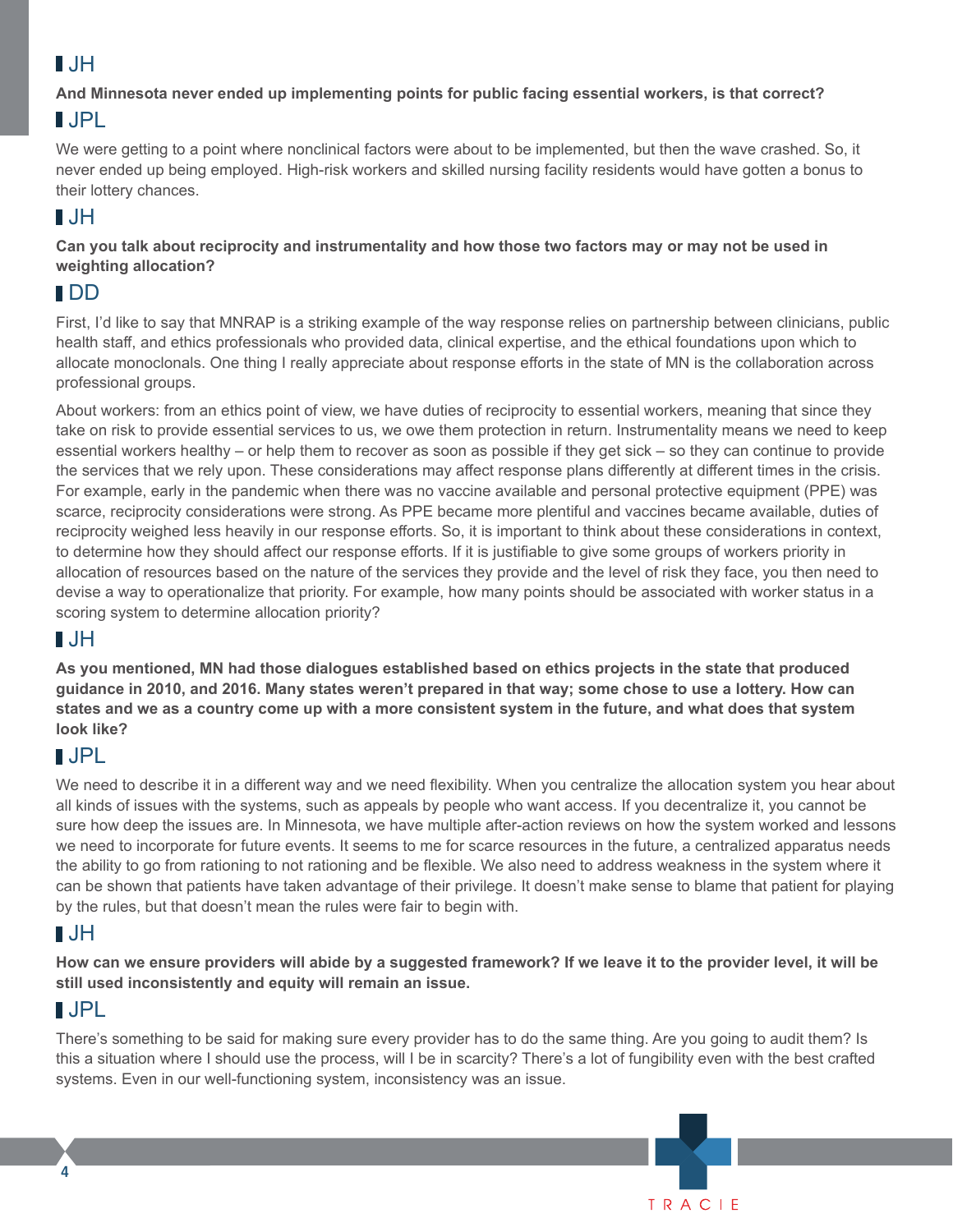**JH**

**And Minnesota never ended up implementing points for public facing essential workers, is that correct?**

**JPL**

We were getting to a point where nonclinical factors were about to be implemented, but then the wave crashed. So, it never ended up being employed. High-risk workers and skilled nursing facility residents would have gotten a bonus to their lottery chances.

**JH**

**Can you talk about reciprocity and instrumentality and how those two factors may or may not be used in weighting allocation?**

**DD**

First, I'd like to say that MNRAP is a striking example of the way response relies on partnership between clinicians, public health staff, and ethics professionals who provided data, clinical expertise, and the ethical foundations upon which to allocate monoclonals. One thing I really appreciate about response efforts in the state of MN is the collaboration across professional groups.

About workers: from an ethics point of view, we have duties of reciprocity to essential workers, meaning that since they take on risk to provide essential services to us, we owe them protection in return. Instrumentality means we need to keep essential workers healthy – or help them to recover as soon as possible if they get sick – so they can continue to provide the services that we rely upon. These considerations may affect response plans differently at different times in the crisis. For example, early in the pandemic when there was no vaccine available and personal protective equipment (PPE) was scarce, reciprocity considerations were strong. As PPE became more plentiful and vaccines became available, duties of reciprocity weighed less heavily in our response efforts. So, it is important to think about these considerations in context, to determine how they should affect our response efforts. If it is justifiable to give some groups of workers priority in allocation of resources based on the nature of the services they provide and the level of risk they face, you then need to devise a way to operationalize that priority. For example, how many points should be associated with worker status in a scoring system to determine allocation priority?

**JH**

**As you mentioned, MN had those dialogues established based on ethics projects in the state that produced guidance in 2010, and 2016. Many states weren't prepared in that way; some chose to use a lottery. How can states and we as a country come up with a more consistent system in the future, and what does that system look like?**

**JPL**

We need to describe it in a different way and we need flexibility. When you centralize the allocation system you hear about all kinds of issues with the systems, such as appeals by people who want access. If you decentralize it, you cannot be sure how deep the issues are. In Minnesota, we have multiple after-action reviews on how the system worked and lessons we need to incorporate for future events. It seems to me for scarce resources in the future, a centralized apparatus needs the ability to go from rationing to not rationing and be flexible. We also need to address weakness in the system where it can be shown that patients have taken advantage of their privilege. It doesn't make sense to blame that patient for playing by the rules, but that doesn't mean the rules were fair to begin with.

**JH**

**How can we ensure providers will abide by a suggested framework? If we leave it to the provider level, it will be still used inconsistently and equity will remain an issue.**

**JPL**

There's something to be said for making sure every provider has to do the same thing. Are you going to audit them? Is this a situation where I should use the process, will I be in scarcity? There's a lot of fungibility even with the best crafted systems. Even in our well-functioning system, inconsistency was an issue.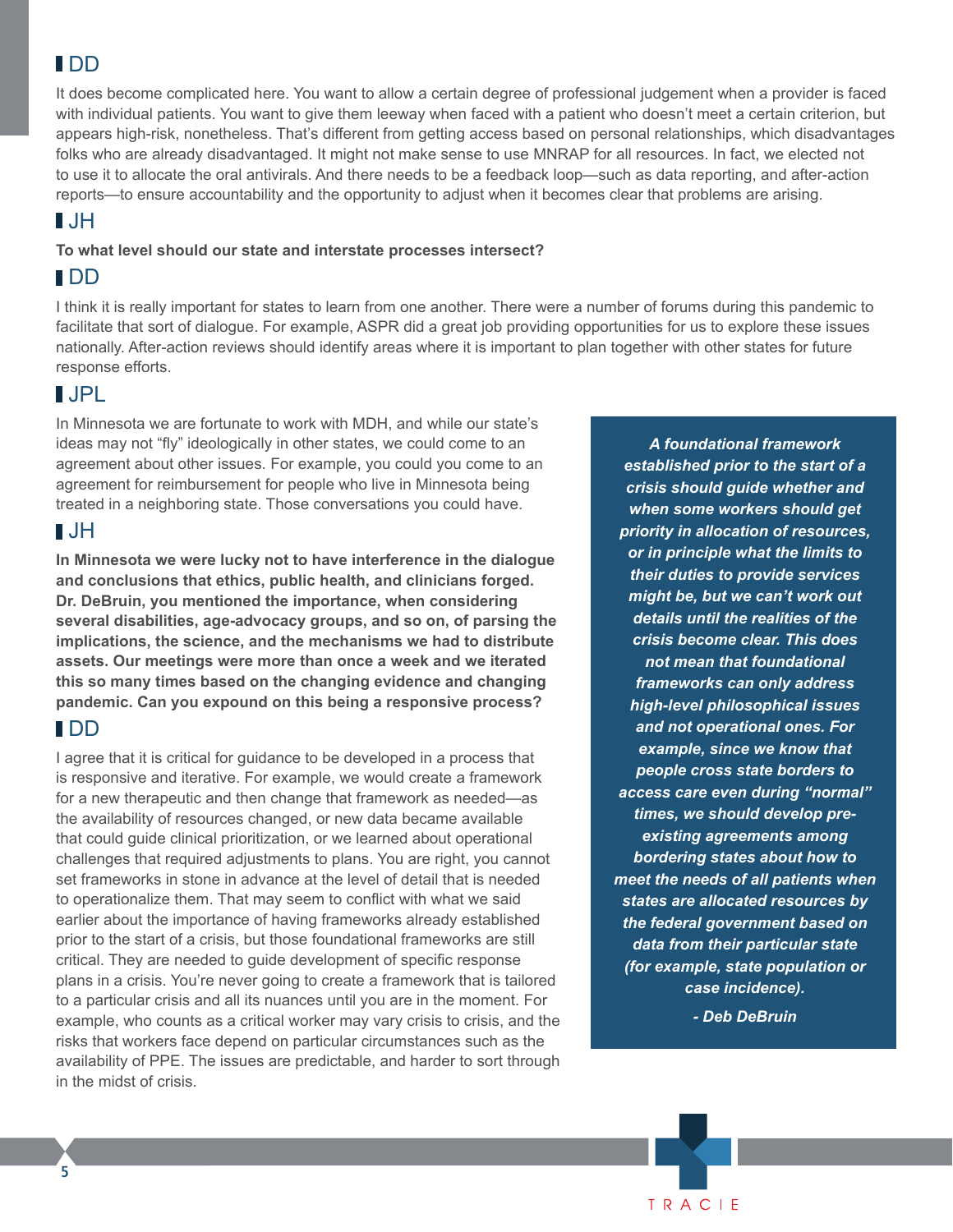## DD

It does become complicated here. You want to allow a certain degree of professional judgement when a provider is faced with individual patients. You want to give them leeway when faced with a patient who doesn't meet a certain criterion, but appears high-risk, nonetheless. That's different from getting access based on personal relationships, which disadvantages folks who are already disadvantaged. It might not make sense to use MNRAP for all resources. In fact, we elected not to use it to allocate the oral antivirals. And there needs to be a feedback loop—such as data reporting, and after-action reports—to ensure accountability and the opportunity to adjust when it becomes clear that problems are arising.

## JH

**To what level should our state and interstate processes intersect?**

## DD

I think it is really important for states to learn from one another. There were a number of forums during this pandemic to facilitate that sort of dialogue. For example, ASPR did a great job providing opportunities for us to explore these issues nationally. After-action reviews should identify areas where it is important to plan together with other states for future response efforts.

## JPL

In Minnesota we are fortunate to work with MDH, and while our state's ideas may not "fly" ideologically in other states, we could come to an agreement about other issues. For example, you could you come to an agreement for reimbursement for people who live in Minnesota being treated in a neighboring state. Those conversations you could have.

## JH

**In Minnesota we were lucky not to have interference in the dialogue and conclusions that ethics, public health, and clinicians forged. Dr. DeBruin, you mentioned the importance, when considering several disabilities, age-advocacy groups, and so on, of parsing the implications, the science, and the mechanisms we had to distribute assets. Our meetings were more than once a week and we iterated this so many times based on the changing evidence and changing pandemic. Can you expound on this being a responsive process?**

## DD

I agree that it is critical for guidance to be developed in a process that is responsive and iterative. For example, we would create a framework for a new therapeutic and then change that framework as needed—as the availability of resources changed, or new data became available that could guide clinical prioritization, or we learned about operational challenges that required adjustments to plans. You are right, you cannot set frameworks in stone in advance at the level of detail that is needed to operationalize them. That may seem to conflict with what we said earlier about the importance of having frameworks already established prior to the start of a crisis, but those foundational frameworks are still critical. They are needed to guide development of specific response plans in a crisis. You're never going to create a framework that is tailored to a particular crisis and all its nuances until you are in the moment. For example, who counts as a critical worker may vary crisis to crisis, and the risks that workers face depend on particular circumstances such as the availability of PPE. The issues are predictable, and harder to sort through in the midst of crisis.

> ***A foundational framework established prior to the start of a crisis should guide whether and when some workers should get priority in allocation of resources, or in principle what the limits to their duties to provide services might be, but we can't work out details until the realities of the crisis become clear. This does not mean that foundational frameworks can only address high-level philosophical issues and not operational ones. For example, since we know that people cross state borders to access care even during "normal" times, we should develop pre-existing agreements among bordering states about how to meet the needs of all patients when states are allocated resources by the federal government based on data from their particular state (for example, state population or case incidence).***
>
> ***- Deb DeBruin***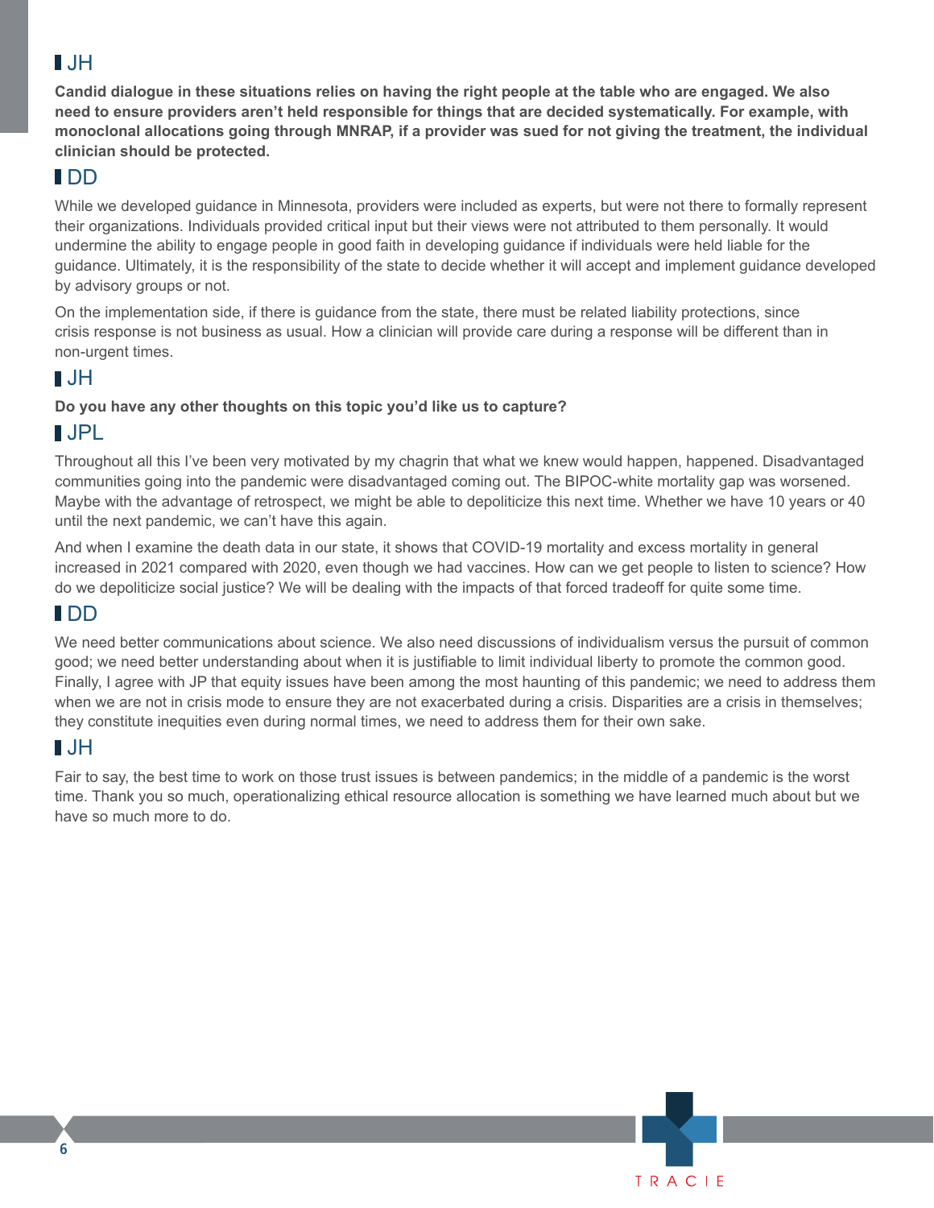## JH

**Candid dialogue in these situations relies on having the right people at the table who are engaged. We also need to ensure providers aren't held responsible for things that are decided systematically. For example, with monoclonal allocations going through MNRAP, if a provider was sued for not giving the treatment, the individual clinician should be protected.**

## DD

While we developed guidance in Minnesota, providers were included as experts, but were not there to formally represent their organizations. Individuals provided critical input but their views were not attributed to them personally. It would undermine the ability to engage people in good faith in developing guidance if individuals were held liable for the guidance. Ultimately, it is the responsibility of the state to decide whether it will accept and implement guidance developed by advisory groups or not.

On the implementation side, if there is guidance from the state, there must be related liability protections, since crisis response is not business as usual. How a clinician will provide care during a response will be different than in non-urgent times.

## JH

**Do you have any other thoughts on this topic you'd like us to capture?**

## JPL

Throughout all this I've been very motivated by my chagrin that what we knew would happen, happened. Disadvantaged communities going into the pandemic were disadvantaged coming out. The BIPOC-white mortality gap was worsened. Maybe with the advantage of retrospect, we might be able to depoliticize this next time. Whether we have 10 years or 40 until the next pandemic, we can't have this again.

And when I examine the death data in our state, it shows that COVID-19 mortality and excess mortality in general increased in 2021 compared with 2020, even though we had vaccines. How can we get people to listen to science? How do we depoliticize social justice? We will be dealing with the impacts of that forced tradeoff for quite some time.

## DD

We need better communications about science. We also need discussions of individualism versus the pursuit of common good; we need better understanding about when it is justifiable to limit individual liberty to promote the common good. Finally, I agree with JP that equity issues have been among the most haunting of this pandemic; we need to address them when we are not in crisis mode to ensure they are not exacerbated during a crisis. Disparities are a crisis in themselves; they constitute inequities even during normal times, we need to address them for their own sake.

## JH

Fair to say, the best time to work on those trust issues is between pandemics; in the middle of a pandemic is the worst time. Thank you so much, operationalizing ethical resource allocation is something we have learned much about but we have so much more to do.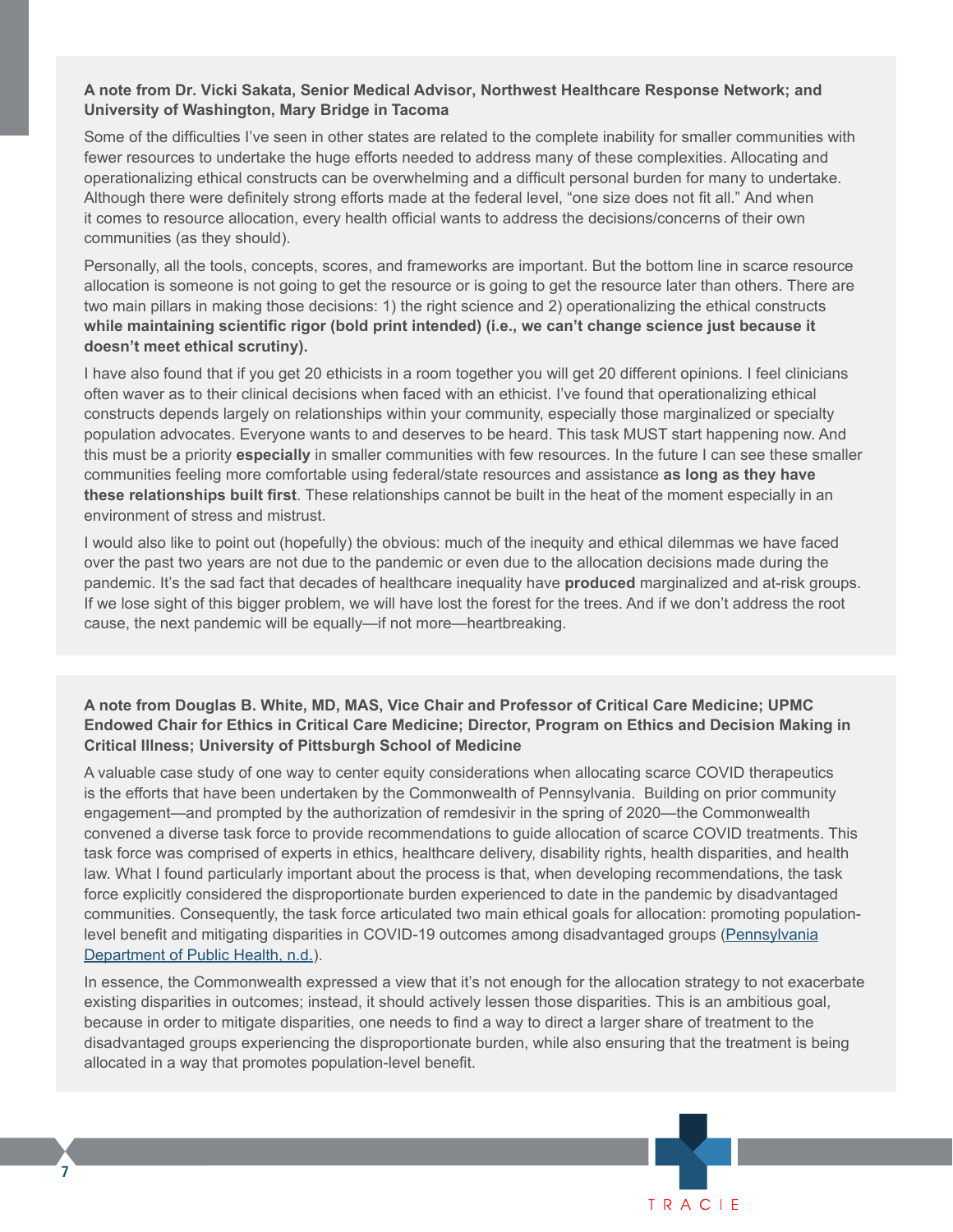**A note from Dr. Vicki Sakata, Senior Medical Advisor, Northwest Healthcare Response Network; and University of Washington, Mary Bridge in Tacoma**

Some of the difficulties I've seen in other states are related to the complete inability for smaller communities with fewer resources to undertake the huge efforts needed to address many of these complexities. Allocating and operationalizing ethical constructs can be overwhelming and a difficult personal burden for many to undertake. Although there were definitely strong efforts made at the federal level, "one size does not fit all." And when it comes to resource allocation, every health official wants to address the decisions/concerns of their own communities (as they should).

Personally, all the tools, concepts, scores, and frameworks are important. But the bottom line in scarce resource allocation is someone is not going to get the resource or is going to get the resource later than others. There are two main pillars in making those decisions: 1) the right science and 2) operationalizing the ethical constructs **while maintaining scientific rigor (bold print intended) (i.e., we can't change science just because it doesn't meet ethical scrutiny).**

I have also found that if you get 20 ethicists in a room together you will get 20 different opinions. I feel clinicians often waver as to their clinical decisions when faced with an ethicist. I've found that operationalizing ethical constructs depends largely on relationships within your community, especially those marginalized or specialty population advocates. Everyone wants to and deserves to be heard. This task MUST start happening now. And this must be a priority **especially** in smaller communities with few resources. In the future I can see these smaller communities feeling more comfortable using federal/state resources and assistance **as long as they have these relationships built first**. These relationships cannot be built in the heat of the moment especially in an environment of stress and mistrust.

I would also like to point out (hopefully) the obvious: much of the inequity and ethical dilemmas we have faced over the past two years are not due to the pandemic or even due to the allocation decisions made during the pandemic. It's the sad fact that decades of healthcare inequality have **produced** marginalized and at-risk groups. If we lose sight of this bigger problem, we will have lost the forest for the trees. And if we don't address the root cause, the next pandemic will be equally—if not more—heartbreaking.

**A note from Douglas B. White, MD, MAS, Vice Chair and Professor of Critical Care Medicine; UPMC Endowed Chair for Ethics in Critical Care Medicine; Director, Program on Ethics and Decision Making in Critical Illness; University of Pittsburgh School of Medicine**

A valuable case study of one way to center equity considerations when allocating scarce COVID therapeutics is the efforts that have been undertaken by the Commonwealth of Pennsylvania. Building on prior community engagement—and prompted by the authorization of remdesivir in the spring of 2020—the Commonwealth convened a diverse task force to provide recommendations to guide allocation of scarce COVID treatments. This task force was comprised of experts in ethics, healthcare delivery, disability rights, health disparities, and health law. What I found particularly important about the process is that, when developing recommendations, the task force explicitly considered the disproportionate burden experienced to date in the pandemic by disadvantaged communities. Consequently, the task force articulated two main ethical goals for allocation: promoting population-level benefit and mitigating disparities in COVID-19 outcomes among disadvantaged groups (Pennsylvania Department of Public Health, n.d.).

In essence, the Commonwealth expressed a view that it's not enough for the allocation strategy to not exacerbate existing disparities in outcomes; instead, it should actively lessen those disparities. This is an ambitious goal, because in order to mitigate disparities, one needs to find a way to direct a larger share of treatment to the disadvantaged groups experiencing the disproportionate burden, while also ensuring that the treatment is being allocated in a way that promotes population-level benefit.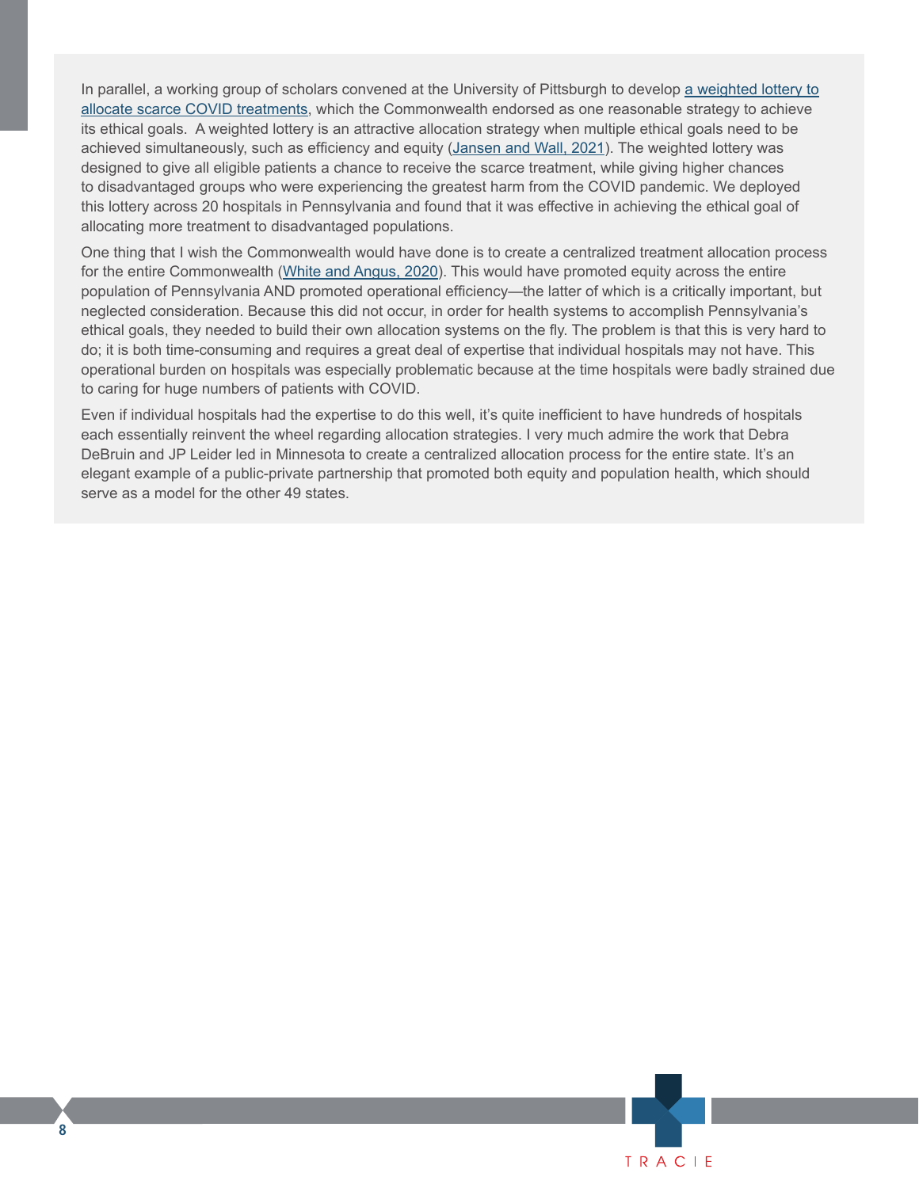In parallel, a working group of scholars convened at the University of Pittsburgh to develop a weighted lottery to allocate scarce COVID treatments, which the Commonwealth endorsed as one reasonable strategy to achieve its ethical goals. A weighted lottery is an attractive allocation strategy when multiple ethical goals need to be achieved simultaneously, such as efficiency and equity (Jansen and Wall, 2021). The weighted lottery was designed to give all eligible patients a chance to receive the scarce treatment, while giving higher chances to disadvantaged groups who were experiencing the greatest harm from the COVID pandemic. We deployed this lottery across 20 hospitals in Pennsylvania and found that it was effective in achieving the ethical goal of allocating more treatment to disadvantaged populations.

One thing that I wish the Commonwealth would have done is to create a centralized treatment allocation process for the entire Commonwealth (White and Angus, 2020). This would have promoted equity across the entire population of Pennsylvania AND promoted operational efficiency—the latter of which is a critically important, but neglected consideration. Because this did not occur, in order for health systems to accomplish Pennsylvania's ethical goals, they needed to build their own allocation systems on the fly. The problem is that this is very hard to do; it is both time-consuming and requires a great deal of expertise that individual hospitals may not have. This operational burden on hospitals was especially problematic because at the time hospitals were badly strained due to caring for huge numbers of patients with COVID.

Even if individual hospitals had the expertise to do this well, it's quite inefficient to have hundreds of hospitals each essentially reinvent the wheel regarding allocation strategies. I very much admire the work that Debra DeBruin and JP Leider led in Minnesota to create a centralized allocation process for the entire state. It's an elegant example of a public-private partnership that promoted both equity and population health, which should serve as a model for the other 49 states.